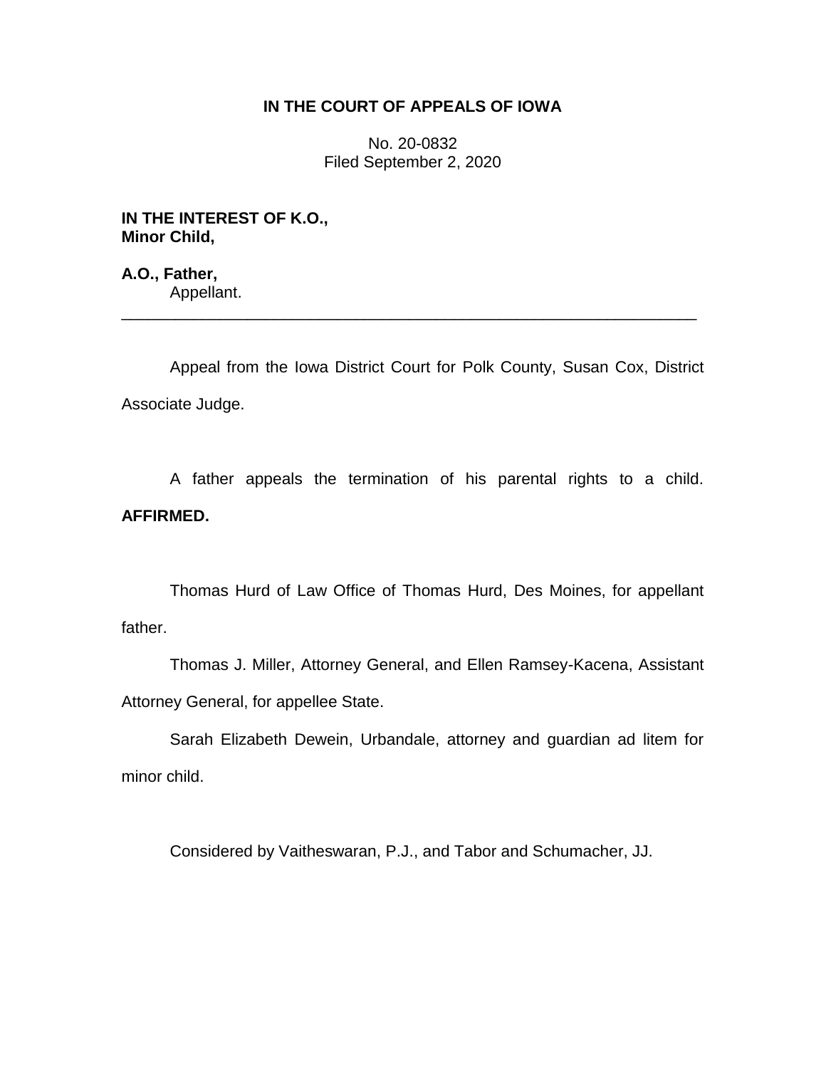**IN THE COURT OF APPEALS OF IOWA**

No. 20-0832
Filed September 2, 2020

**IN THE INTEREST OF K.O., Minor Child,**

**A.O., Father,**
Appellant.

---

Appeal from the Iowa District Court for Polk County, Susan Cox, District Associate Judge.

A father appeals the termination of his parental rights to a child. **AFFIRMED.**

Thomas Hurd of Law Office of Thomas Hurd, Des Moines, for appellant father.

Thomas J. Miller, Attorney General, and Ellen Ramsey-Kacena, Assistant Attorney General, for appellee State.

Sarah Elizabeth Dewein, Urbandale, attorney and guardian ad litem for minor child.

Considered by Vaitheswaran, P.J., and Tabor and Schumacher, JJ.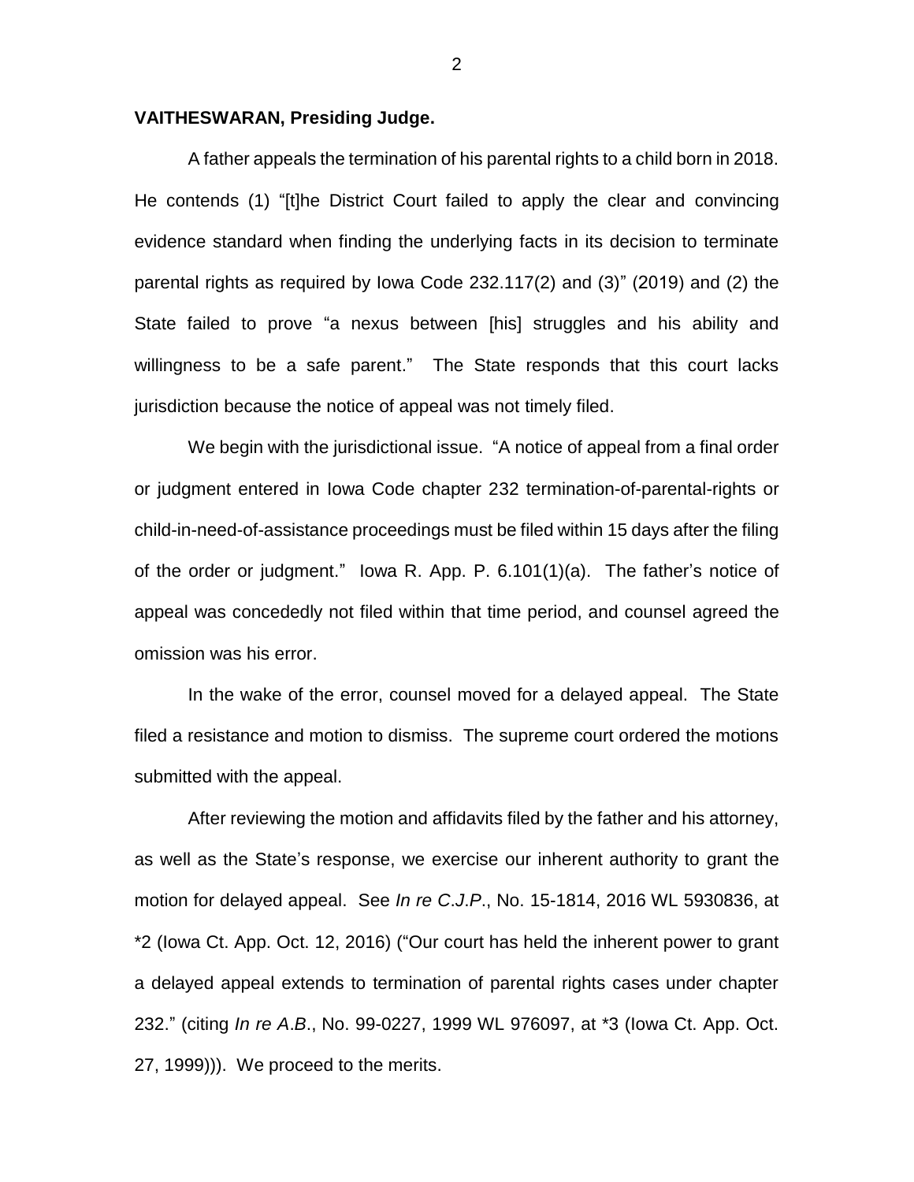**VAITHESWARAN, Presiding Judge.**

A father appeals the termination of his parental rights to a child born in 2018. He contends (1) "[t]he District Court failed to apply the clear and convincing evidence standard when finding the underlying facts in its decision to terminate parental rights as required by Iowa Code 232.117(2) and (3)" (2019) and (2) the State failed to prove "a nexus between [his] struggles and his ability and willingness to be a safe parent." The State responds that this court lacks jurisdiction because the notice of appeal was not timely filed.

We begin with the jurisdictional issue. "A notice of appeal from a final order or judgment entered in Iowa Code chapter 232 termination-of-parental-rights or child-in-need-of-assistance proceedings must be filed within 15 days after the filing of the order or judgment." Iowa R. App. P. 6.101(1)(a). The father's notice of appeal was concededly not filed within that time period, and counsel agreed the omission was his error.

In the wake of the error, counsel moved for a delayed appeal. The State filed a resistance and motion to dismiss. The supreme court ordered the motions submitted with the appeal.

After reviewing the motion and affidavits filed by the father and his attorney, as well as the State's response, we exercise our inherent authority to grant the motion for delayed appeal. See *In re C.J.P.*, No. 15-1814, 2016 WL 5930836, at *2 (Iowa Ct. App. Oct. 12, 2016) ("Our court has held the inherent power to grant a delayed appeal extends to termination of parental rights cases under chapter 232." (citing *In re A.B.*, No. 99-0227, 1999 WL 976097, at *3 (Iowa Ct. App. Oct. 27, 1999))). We proceed to the merits.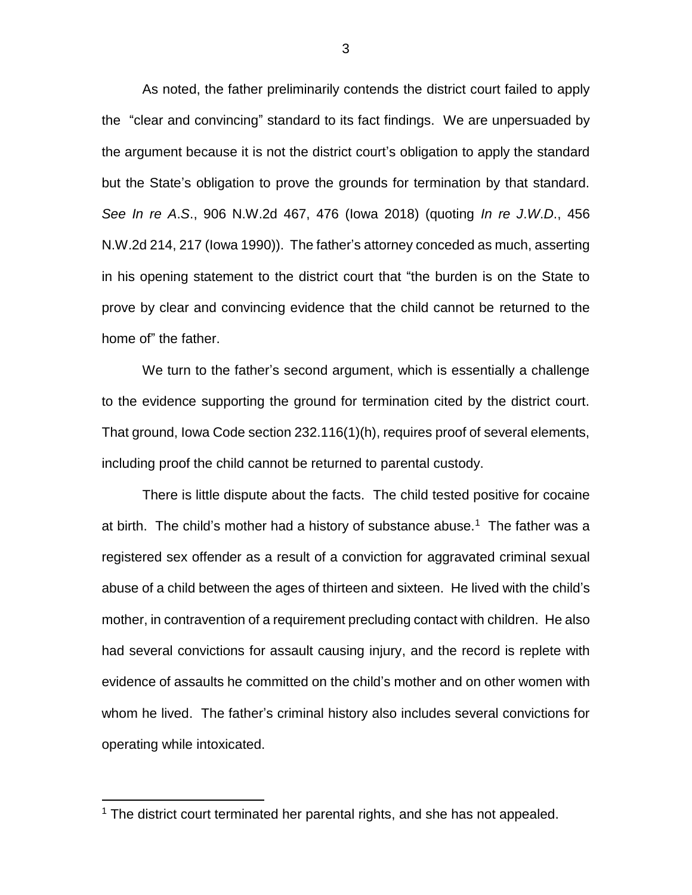As noted, the father preliminarily contends the district court failed to apply the "clear and convincing" standard to its fact findings. We are unpersuaded by the argument because it is not the district court's obligation to apply the standard but the State's obligation to prove the grounds for termination by that standard. *See In re A.S.*, 906 N.W.2d 467, 476 (Iowa 2018) (quoting *In re J.W.D.*, 456 N.W.2d 214, 217 (Iowa 1990)). The father's attorney conceded as much, asserting in his opening statement to the district court that "the burden is on the State to prove by clear and convincing evidence that the child cannot be returned to the home of" the father.

We turn to the father's second argument, which is essentially a challenge to the evidence supporting the ground for termination cited by the district court. That ground, Iowa Code section 232.116(1)(h), requires proof of several elements, including proof the child cannot be returned to parental custody.

There is little dispute about the facts. The child tested positive for cocaine at birth. The child's mother had a history of substance abuse.[1] The father was a registered sex offender as a result of a conviction for aggravated criminal sexual abuse of a child between the ages of thirteen and sixteen. He lived with the child's mother, in contravention of a requirement precluding contact with children. He also had several convictions for assault causing injury, and the record is replete with evidence of assaults he committed on the child's mother and on other women with whom he lived. The father's criminal history also includes several convictions for operating while intoxicated.

[1] The district court terminated her parental rights, and she has not appealed.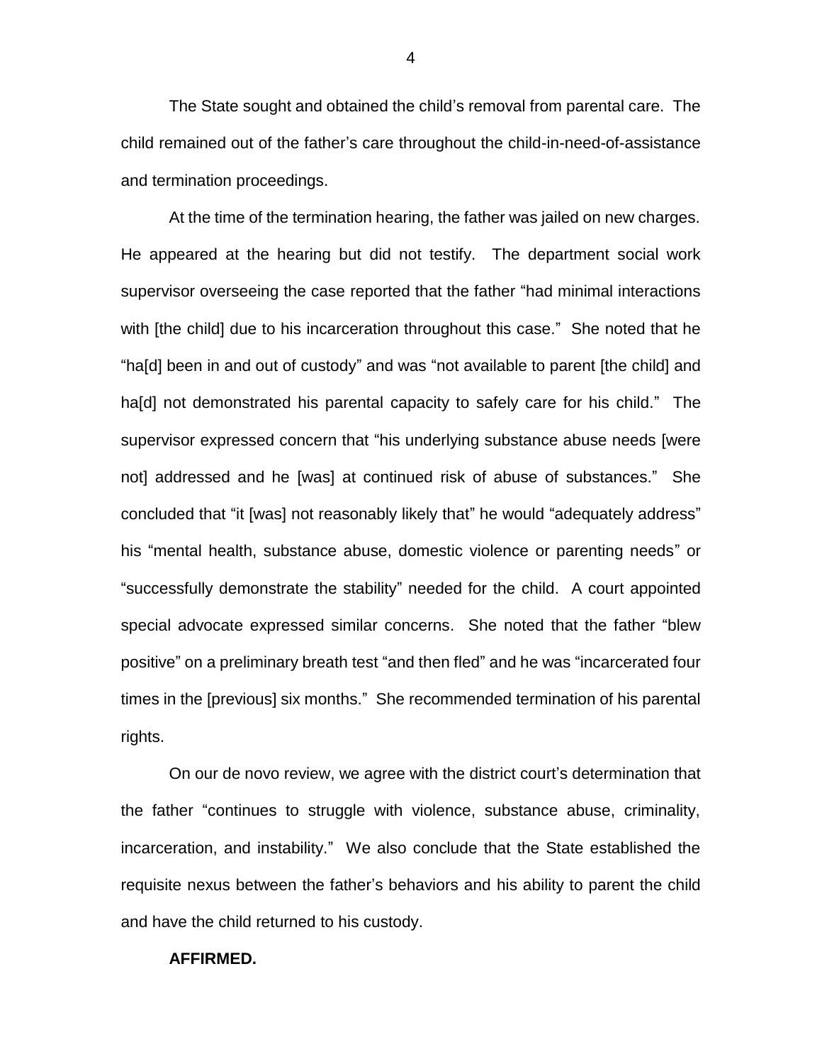The State sought and obtained the child's removal from parental care. The child remained out of the father's care throughout the child-in-need-of-assistance and termination proceedings.

At the time of the termination hearing, the father was jailed on new charges. He appeared at the hearing but did not testify. The department social work supervisor overseeing the case reported that the father "had minimal interactions with [the child] due to his incarceration throughout this case." She noted that he "ha[d] been in and out of custody" and was "not available to parent [the child] and ha[d] not demonstrated his parental capacity to safely care for his child." The supervisor expressed concern that "his underlying substance abuse needs [were not] addressed and he [was] at continued risk of abuse of substances." She concluded that "it [was] not reasonably likely that" he would "adequately address" his "mental health, substance abuse, domestic violence or parenting needs" or "successfully demonstrate the stability" needed for the child. A court appointed special advocate expressed similar concerns. She noted that the father "blew positive" on a preliminary breath test "and then fled" and he was "incarcerated four times in the [previous] six months." She recommended termination of his parental rights.

On our de novo review, we agree with the district court's determination that the father "continues to struggle with violence, substance abuse, criminality, incarceration, and instability." We also conclude that the State established the requisite nexus between the father's behaviors and his ability to parent the child and have the child returned to his custody.

**AFFIRMED.**